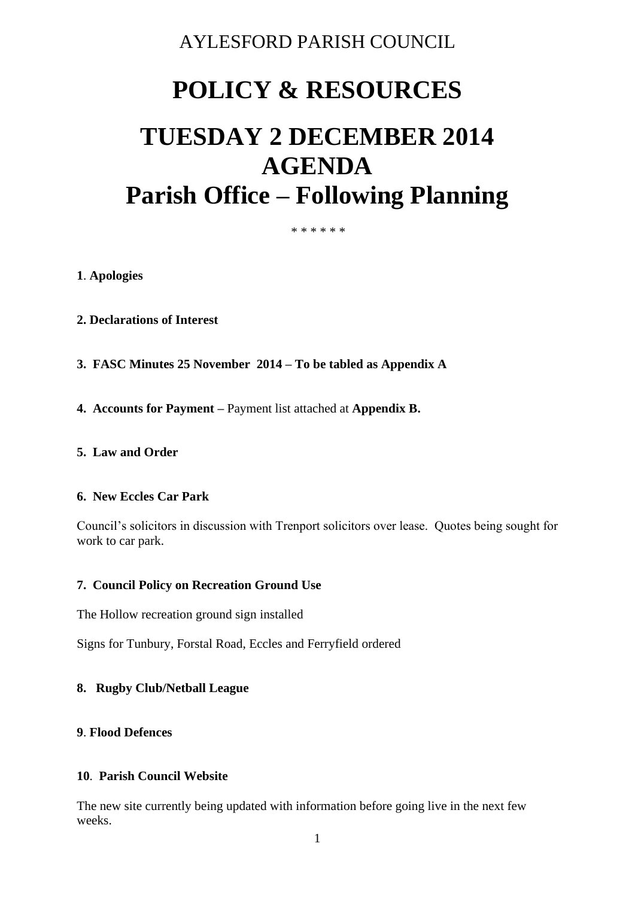AYLESFORD PARISH COUNCIL

# POLICY & RESOURCES

# TUESDAY 2 DECEMBER 2014
# AGENDA
# Parish Office – Following Planning

\* \* \* \* \* \*

**1**. **Apologies**

**2. Declarations of Interest**

**3. FASC Minutes 25 November 2014 – To be tabled as Appendix A**

**4. Accounts for Payment –** Payment list attached at **Appendix B.**

**5. Law and Order**

**6. New Eccles Car Park**

Council's solicitors in discussion with Trenport solicitors over lease. Quotes being sought for work to car park.

**7. Council Policy on Recreation Ground Use**

The Hollow recreation ground sign installed

Signs for Tunbury, Forstal Road, Eccles and Ferryfield ordered

**8. Rugby Club/Netball League**

**9**. **Flood Defences**

**10**. **Parish Council Website**

The new site currently being updated with information before going live in the next few weeks.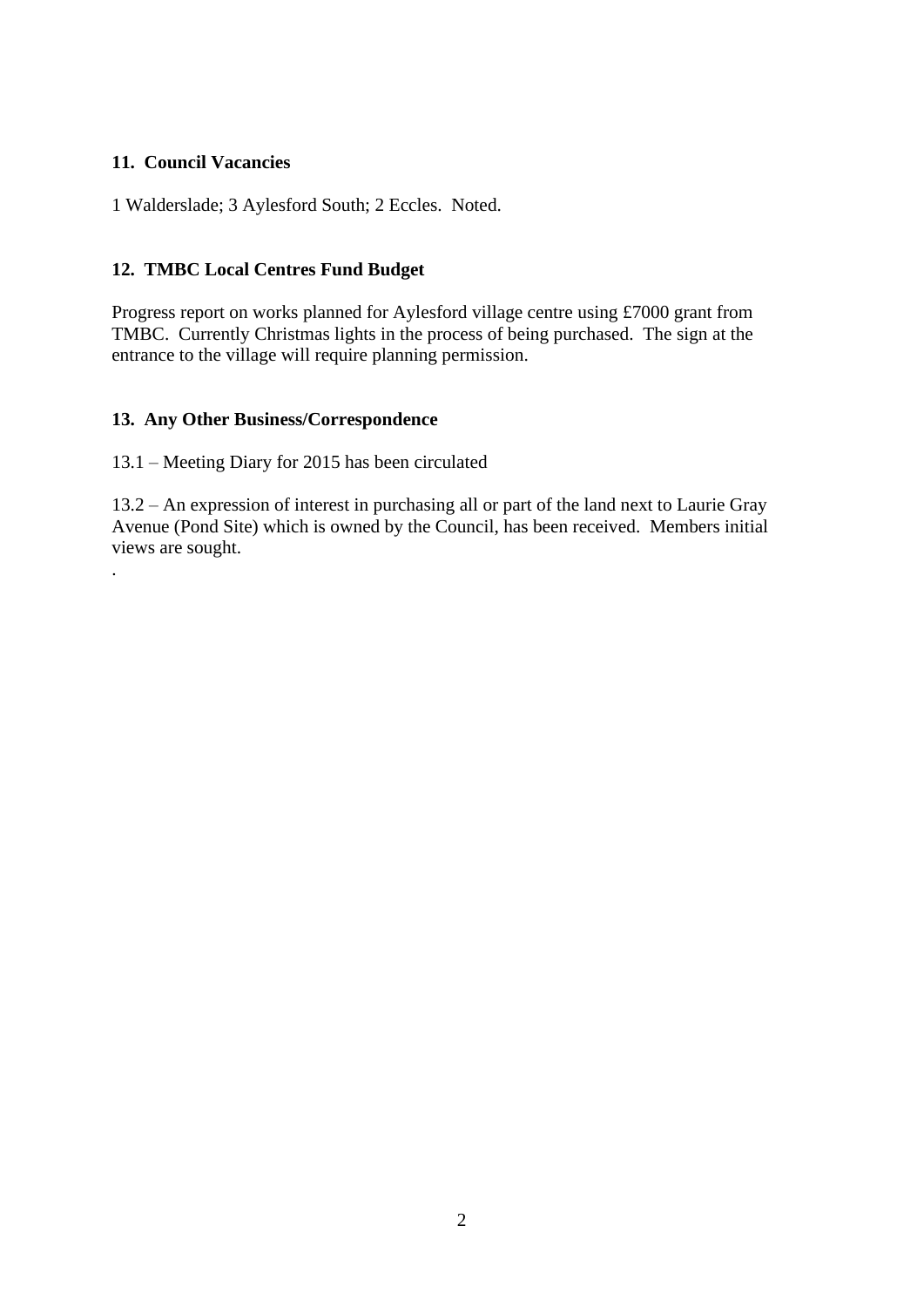**11. Council Vacancies**

1 Walderslade; 3 Aylesford South; 2 Eccles. Noted.

**12. TMBC Local Centres Fund Budget**

Progress report on works planned for Aylesford village centre using £7000 grant from TMBC. Currently Christmas lights in the process of being purchased. The sign at the entrance to the village will require planning permission.

**13. Any Other Business/Correspondence**

13.1 – Meeting Diary for 2015 has been circulated

13.2 – An expression of interest in purchasing all or part of the land next to Laurie Gray Avenue (Pond Site) which is owned by the Council, has been received. Members initial views are sought.

.